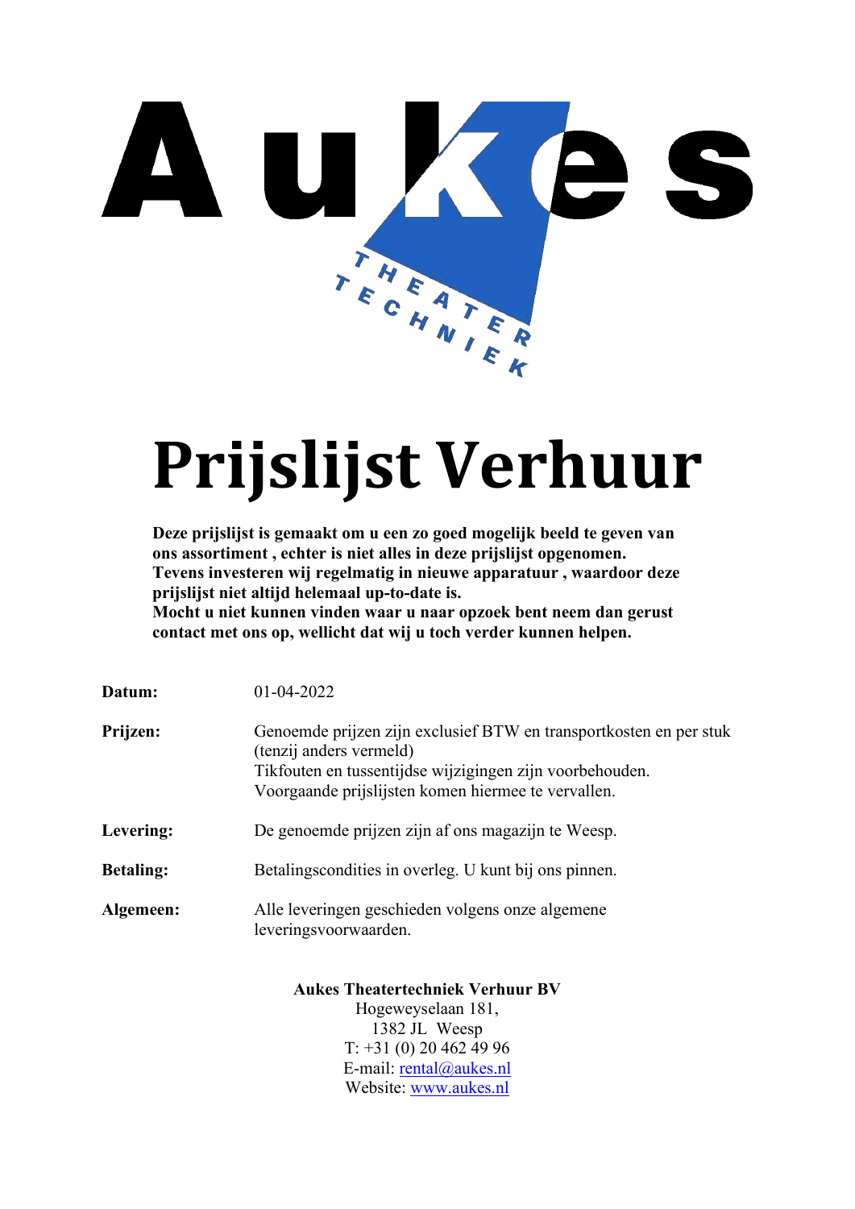Aukes

THEATER TECHNIEK

# Prijslijst Verhuur

**Deze prijslijst is gemaakt om u een zo goed mogelijk beeld te geven van ons assortiment , echter is niet alles in deze prijslijst opgenomen.**
**Tevens investeren wij regelmatig in nieuwe apparatuur , waardoor deze prijslijst niet altijd helemaal up-to-date is.**
**Mocht u niet kunnen vinden waar u naar opzoek bent neem dan gerust contact met ons op, wellicht dat wij u toch verder kunnen helpen.**

**Datum:** 01-04-2022

**Prijzen:** Genoemde prijzen zijn exclusief BTW en transportkosten en per stuk (tenzij anders vermeld)
Tikfouten en tussentijdse wijzigingen zijn voorbehouden.
Voorgaande prijslijsten komen hiermee te vervallen.

**Levering:** De genoemde prijzen zijn af ons magazijn te Weesp.

**Betaling:** Betalingscondities in overleg. U kunt bij ons pinnen.

**Algemeen:** Alle leveringen geschieden volgens onze algemene leveringsvoorwaarden.

**Aukes Theatertechniek Verhuur BV**
Hogeweyselaan 181,
1382 JL Weesp
T: +31 (0) 20 462 49 96
E-mail: rental@aukes.nl
Website: www.aukes.nl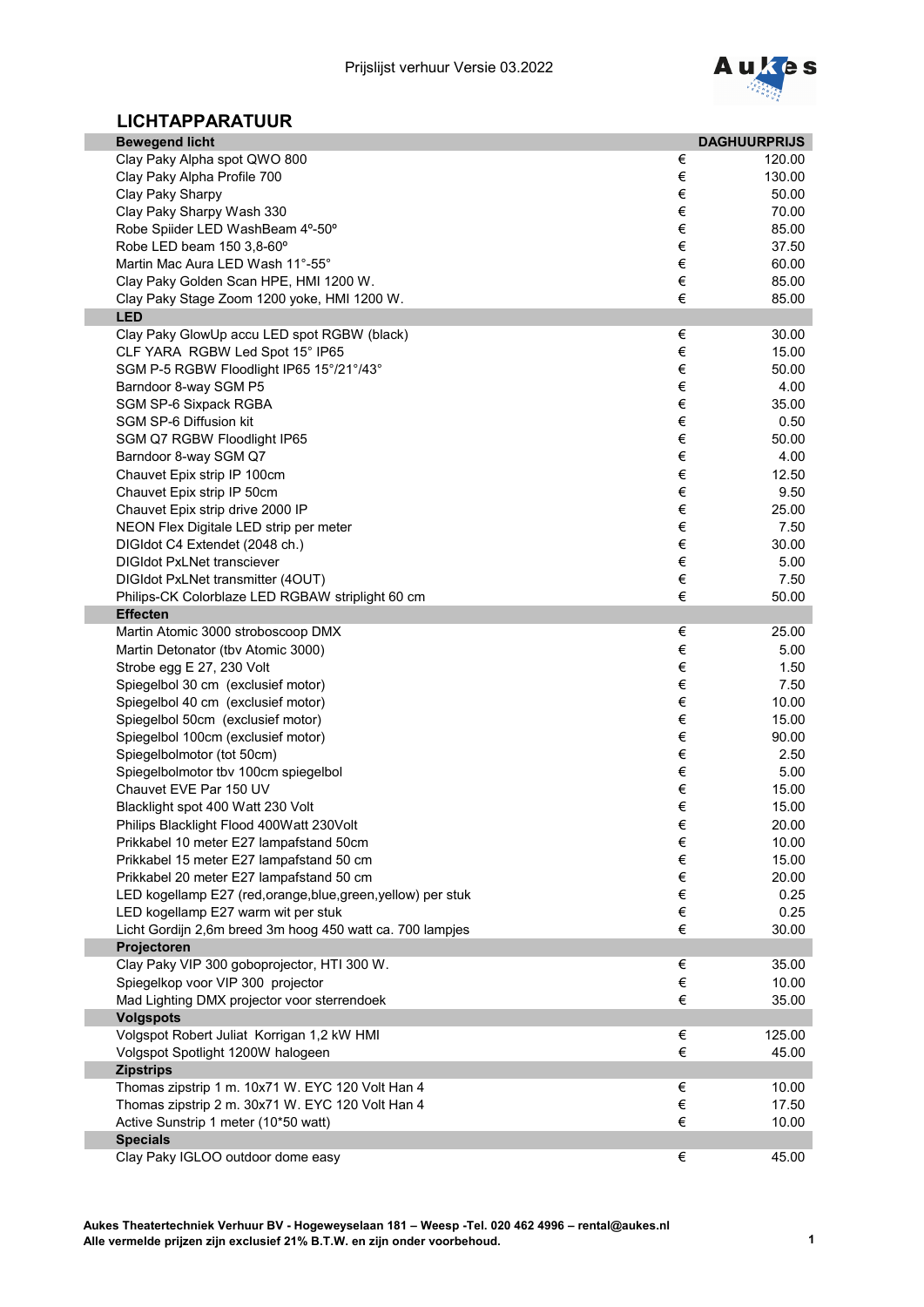Prijslijst verhuur Versie 03.2022

## LICHTAPPARATUUR

| Bewegend licht | | DAGHUURPRIJS |
|---|---|---|
| Clay Paky Alpha spot QWO 800 | € | 120.00 |
| Clay Paky Alpha Profile 700 | € | 130.00 |
| Clay Paky Sharpy | € | 50.00 |
| Clay Paky Sharpy Wash 330 | € | 70.00 |
| Robe Spiider LED WashBeam 4º-50º | € | 85.00 |
| Robe LED beam 150 3,8-60º | € | 37.50 |
| Martin Mac Aura LED Wash 11°-55° | € | 60.00 |
| Clay Paky Golden Scan HPE, HMI 1200 W. | € | 85.00 |
| Clay Paky Stage Zoom 1200 yoke, HMI 1200 W. | € | 85.00 |
| **LED** | | |
| Clay Paky GlowUp accu LED spot RGBW (black) | € | 30.00 |
| CLF YARA RGBW Led Spot 15° IP65 | € | 15.00 |
| SGM P-5 RGBW Floodlight IP65 15°/21°/43° | € | 50.00 |
| Barndoor 8-way SGM P5 | € | 4.00 |
| SGM SP-6 Sixpack RGBA | € | 35.00 |
| SGM SP-6 Diffusion kit | € | 0.50 |
| SGM Q7 RGBW Floodlight IP65 | € | 50.00 |
| Barndoor 8-way SGM Q7 | € | 4.00 |
| Chauvet Epix strip IP 100cm | € | 12.50 |
| Chauvet Epix strip IP 50cm | € | 9.50 |
| Chauvet Epix strip drive 2000 IP | € | 25.00 |
| NEON Flex Digitale LED strip per meter | € | 7.50 |
| DIGIdot C4 Extendet (2048 ch.) | € | 30.00 |
| DIGIdot PxLNet transciever | € | 5.00 |
| DIGIdot PxLNet transmitter (4OUT) | € | 7.50 |
| Philips-CK Colorblaze LED RGBAW striplight 60 cm | € | 50.00 |
| **Effecten** | | |
| Martin Atomic 3000 stroboscoop DMX | € | 25.00 |
| Martin Detonator (tbv Atomic 3000) | € | 5.00 |
| Strobe egg E 27, 230 Volt | € | 1.50 |
| Spiegelbol 30 cm (exclusief motor) | € | 7.50 |
| Spiegelbol 40 cm (exclusief motor) | € | 10.00 |
| Spiegelbol 50cm (exclusief motor) | € | 15.00 |
| Spiegelbol 100cm (exclusief motor) | € | 90.00 |
| Spiegelbolmotor (tot 50cm) | € | 2.50 |
| Spiegelbolmotor tbv 100cm spiegelbol | € | 5.00 |
| Chauvet EVE Par 150 UV | € | 15.00 |
| Blacklight spot 400 Watt 230 Volt | € | 15.00 |
| Philips Blacklight Flood 400Watt 230Volt | € | 20.00 |
| Prikkabel 10 meter E27 lampafstand 50cm | € | 10.00 |
| Prikkabel 15 meter E27 lampafstand 50 cm | € | 15.00 |
| Prikkabel 20 meter E27 lampafstand 50 cm | € | 20.00 |
| LED kogellamp E27 (red,orange,blue,green,yellow) per stuk | € | 0.25 |
| LED kogellamp E27 warm wit per stuk | € | 0.25 |
| Licht Gordijn 2,6m breed 3m hoog 450 watt ca. 700 lampjes | € | 30.00 |
| **Projectoren** | | |
| Clay Paky VIP 300 goboprojector, HTI 300 W. | € | 35.00 |
| Spiegelkop voor VIP 300 projector | € | 10.00 |
| Mad Lighting DMX projector voor sterrendoek | € | 35.00 |
| **Volgspots** | | |
| Volgspot Robert Juliat Korrigan 1,2 kW HMI | € | 125.00 |
| Volgspot Spotlight 1200W halogeen | € | 45.00 |
| **Zipstrips** | | |
| Thomas zipstrip 1 m. 10x71 W. EYC 120 Volt Han 4 | € | 10.00 |
| Thomas zipstrip 2 m. 30x71 W. EYC 120 Volt Han 4 | € | 17.50 |
| Active Sunstrip 1 meter (10*50 watt) | € | 10.00 |
| **Specials** | | |
| Clay Paky IGLOO outdoor dome easy | € | 45.00 |

**Aukes Theatertechniek Verhuur BV - Hogeweyselaan 181 – Weesp -Tel. 020 462 4996 – rental@aukes.nl**
**Alle vermelde prijzen zijn exclusief 21% B.T.W. en zijn onder voorbehoud.**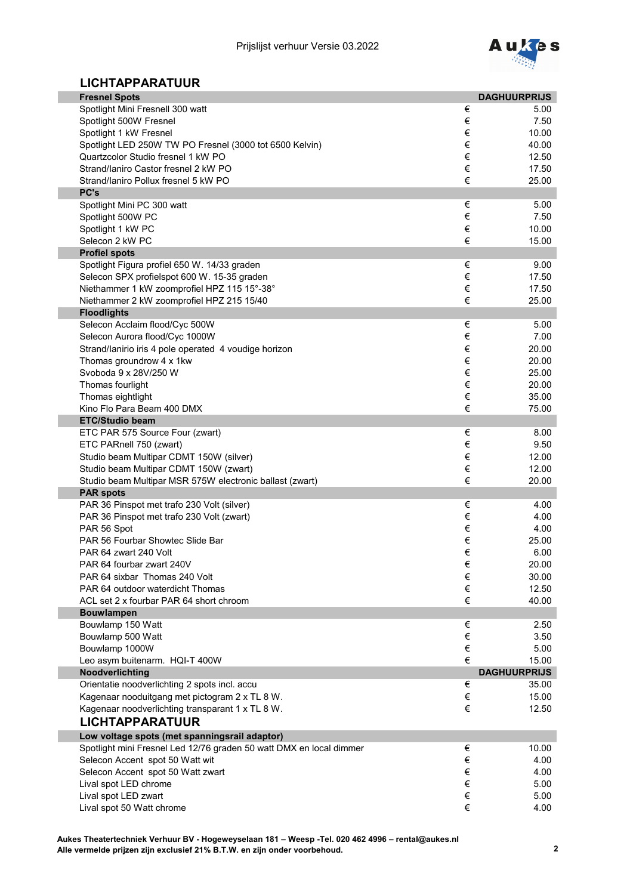## LICHTAPPARATUUR

| Fresnel Spots | | DAGHUURPRIJS |
|---|---|---|
| Spotlight Mini Fresnell 300 watt | € | 5.00 |
| Spotlight 500W Fresnel | € | 7.50 |
| Spotlight 1 kW Fresnel | € | 10.00 |
| Spotlight LED 250W TW PO Fresnel (3000 tot 6500 Kelvin) | € | 40.00 |
| Quartzcolor Studio fresnel 1 kW PO | € | 12.50 |
| Strand/Ianiro Castor fresnel 2 kW PO | € | 17.50 |
| Strand/Ianiro Pollux fresnel 5 kW PO | € | 25.00 |
| **PC's** | | |
| Spotlight Mini PC 300 watt | € | 5.00 |
| Spotlight 500W PC | € | 7.50 |
| Spotlight 1 kW PC | € | 10.00 |
| Selecon 2 kW PC | € | 15.00 |
| **Profiel spots** | | |
| Spotlight Figura profiel 650 W. 14/33 graden | € | 9.00 |
| Selecon SPX profielspot 600 W. 15-35 graden | € | 17.50 |
| Niethammer 1 kW zoomprofiel HPZ 115 15°-38° | € | 17.50 |
| Niethammer 2 kW zoomprofiel HPZ 215 15/40 | € | 25.00 |
| **Floodlights** | | |
| Selecon Acclaim flood/Cyc 500W | € | 5.00 |
| Selecon Aurora flood/Cyc 1000W | € | 7.00 |
| Strand/Ianirio iris 4 pole operated 4 voudige horizon | € | 20.00 |
| Thomas groundrow 4 x 1kw | € | 20.00 |
| Svoboda 9 x 28V/250 W | € | 25.00 |
| Thomas fourlight | € | 20.00 |
| Thomas eightlight | € | 35.00 |
| Kino Flo Para Beam 400 DMX | € | 75.00 |
| **ETC/Studio beam** | | |
| ETC PAR 575 Source Four (zwart) | € | 8.00 |
| ETC PARnell 750 (zwart) | € | 9.50 |
| Studio beam Multipar CDMT 150W (silver) | € | 12.00 |
| Studio beam Multipar CDMT 150W (zwart) | € | 12.00 |
| Studio beam Multipar MSR 575W electronic ballast (zwart) | € | 20.00 |
| **PAR spots** | | |
| PAR 36 Pinspot met trafo 230 Volt (silver) | € | 4.00 |
| PAR 36 Pinspot met trafo 230 Volt (zwart) | € | 4.00 |
| PAR 56 Spot | € | 4.00 |
| PAR 56 Fourbar Showtec Slide Bar | € | 25.00 |
| PAR 64 zwart 240 Volt | € | 6.00 |
| PAR 64 fourbar zwart 240V | € | 20.00 |
| PAR 64 sixbar Thomas 240 Volt | € | 30.00 |
| PAR 64 outdoor waterdicht Thomas | € | 12.50 |
| ACL set 2 x fourbar PAR 64 short chroom | € | 40.00 |
| **Bouwlampen** | | |
| Bouwlamp 150 Watt | € | 2.50 |
| Bouwlamp 500 Watt | € | 3.50 |
| Bouwlamp 1000W | € | 5.00 |
| Leo asym buitenarm. HQI-T 400W | € | 15.00 |
| **Noodverlichting** | | **DAGHUURPRIJS** |
| Orientatie noodverlichting 2 spots incl. accu | € | 35.00 |
| Kagenaar nooduitgang met pictogram 2 x TL 8 W. | € | 15.00 |
| Kagenaar noodverlichting transparant 1 x TL 8 W. | € | 12.50 |

## LICHTAPPARATUUR

| Low voltage spots (met spanningsrail adaptor) | | |
|---|---|---|
| Spotlight mini Fresnel Led 12/76 graden 50 watt DMX en local dimmer | € | 10.00 |
| Selecon Accent spot 50 Watt wit | € | 4.00 |
| Selecon Accent spot 50 Watt zwart | € | 4.00 |
| Lival spot LED chrome | € | 5.00 |
| Lival spot LED zwart | € | 5.00 |
| Lival spot 50 Watt chrome | € | 4.00 |

**Aukes Theatertechniek Verhuur BV - Hogeweyselaan 181 – Weesp -Tel. 020 462 4996 – rental@aukes.nl**
**Alle vermelde prijzen zijn exclusief 21% B.T.W. en zijn onder voorbehoud.**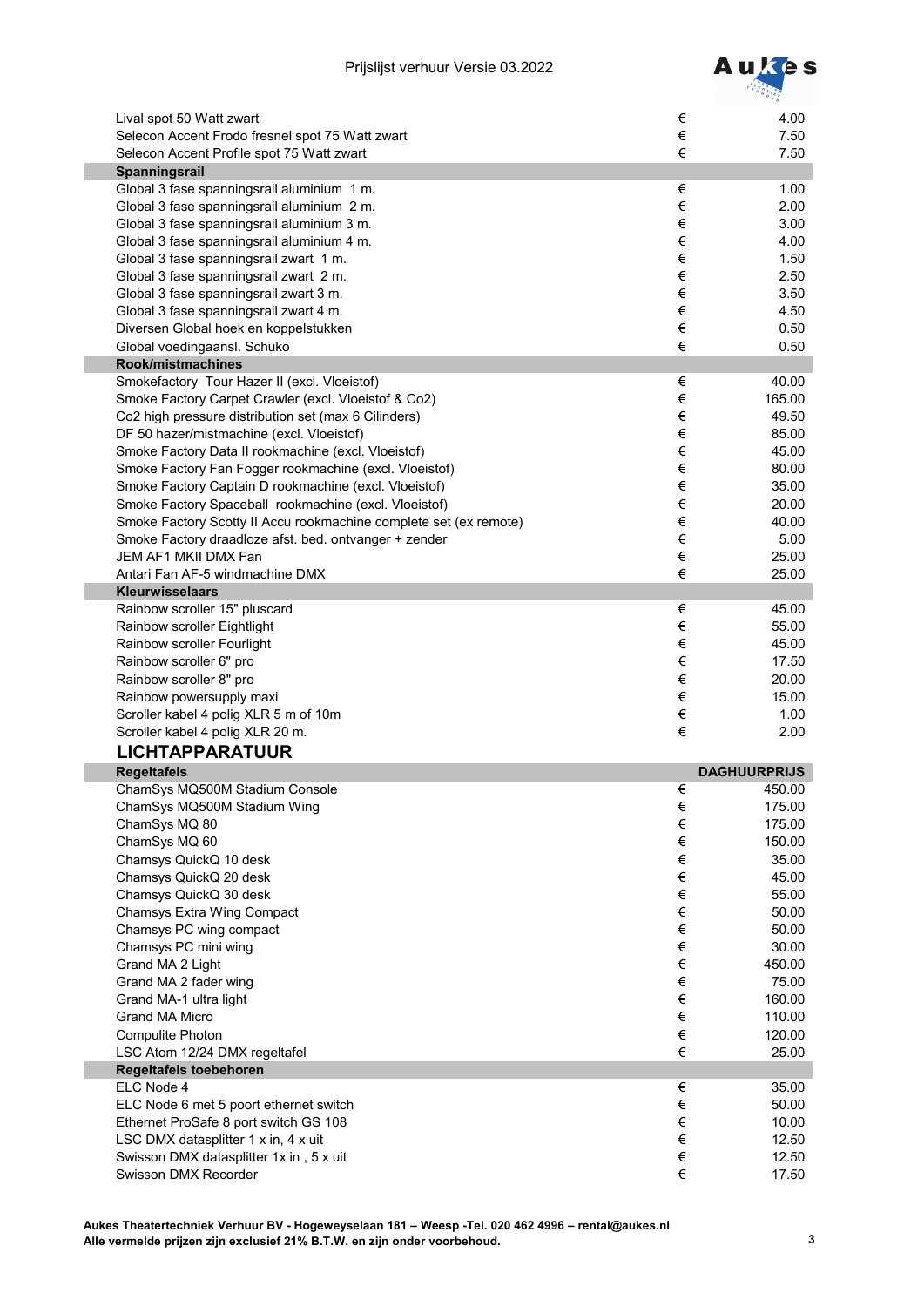| | | |
|---|---|---|
| Lival spot 50 Watt zwart | € | 4.00 |
| Selecon Accent Frodo fresnel spot 75 Watt zwart | € | 7.50 |
| Selecon Accent Profile spot 75 Watt zwart | € | 7.50 |
| **Spanningsrail** | | |
| Global 3 fase spanningsrail aluminium 1 m. | € | 1.00 |
| Global 3 fase spanningsrail aluminium 2 m. | € | 2.00 |
| Global 3 fase spanningsrail aluminium 3 m. | € | 3.00 |
| Global 3 fase spanningsrail aluminium 4 m. | € | 4.00 |
| Global 3 fase spanningsrail zwart 1 m. | € | 1.50 |
| Global 3 fase spanningsrail zwart 2 m. | € | 2.50 |
| Global 3 fase spanningsrail zwart 3 m. | € | 3.50 |
| Global 3 fase spanningsrail zwart 4 m. | € | 4.50 |
| Diversen Global hoek en koppelstukken | € | 0.50 |
| Global voedingaansl. Schuko | € | 0.50 |
| **Rook/mistmachines** | | |
| Smokefactory Tour Hazer II (excl. Vloeistof) | € | 40.00 |
| Smoke Factory Carpet Crawler (excl. Vloeistof & Co2) | € | 165.00 |
| Co2 high pressure distribution set (max 6 Cilinders) | € | 49.50 |
| DF 50 hazer/mistmachine (excl. Vloeistof) | € | 85.00 |
| Smoke Factory Data II rookmachine (excl. Vloeistof) | € | 45.00 |
| Smoke Factory Fan Fogger rookmachine (excl. Vloeistof) | € | 80.00 |
| Smoke Factory Captain D rookmachine (excl. Vloeistof) | € | 35.00 |
| Smoke Factory Spaceball rookmachine (excl. Vloeistof) | € | 20.00 |
| Smoke Factory Scotty II Accu rookmachine complete set (ex remote) | € | 40.00 |
| Smoke Factory draadloze afst. bed. ontvanger + zender | € | 5.00 |
| JEM AF1 MKII DMX Fan | € | 25.00 |
| Antari Fan AF-5 windmachine DMX | € | 25.00 |
| **Kleurwisselaars** | | |
| Rainbow scroller 15" pluscard | € | 45.00 |
| Rainbow scroller Eightlight | € | 55.00 |
| Rainbow scroller Fourlight | € | 45.00 |
| Rainbow scroller 6" pro | € | 17.50 |
| Rainbow scroller 8" pro | € | 20.00 |
| Rainbow powersupply maxi | € | 15.00 |
| Scroller kabel 4 polig XLR 5 m of 10m | € | 1.00 |
| Scroller kabel 4 polig XLR 20 m. | € | 2.00 |

## LICHTAPPARATUUR

| Regeltafels | | DAGHUURPRIJS |
|---|---|---|
| ChamSys MQ500M Stadium Console | € | 450.00 |
| ChamSys MQ500M Stadium Wing | € | 175.00 |
| ChamSys MQ 80 | € | 175.00 |
| ChamSys MQ 60 | € | 150.00 |
| Chamsys QuickQ 10 desk | € | 35.00 |
| Chamsys QuickQ 20 desk | € | 45.00 |
| Chamsys QuickQ 30 desk | € | 55.00 |
| Chamsys Extra Wing Compact | € | 50.00 |
| Chamsys PC wing compact | € | 50.00 |
| Chamsys PC mini wing | € | 30.00 |
| Grand MA 2 Light | € | 450.00 |
| Grand MA 2 fader wing | € | 75.00 |
| Grand MA-1 ultra light | € | 160.00 |
| Grand MA Micro | € | 110.00 |
| Compulite Photon | € | 120.00 |
| LSC Atom 12/24 DMX regeltafel | € | 25.00 |
| **Regeltafels toebehoren** | | |
| ELC Node 4 | € | 35.00 |
| ELC Node 6 met 5 poort ethernet switch | € | 50.00 |
| Ethernet ProSafe 8 port switch GS 108 | € | 10.00 |
| LSC DMX datasplitter 1 x in, 4 x uit | € | 12.50 |
| Swisson DMX datasplitter 1x in , 5 x uit | € | 12.50 |
| Swisson DMX Recorder | € | 17.50 |

**Aukes Theatertechniek Verhuur BV - Hogeweyselaan 181 – Weesp -Tel. 020 462 4996 – rental@aukes.nl**
**Alle vermelde prijzen zijn exclusief 21% B.T.W. en zijn onder voorbehoud.**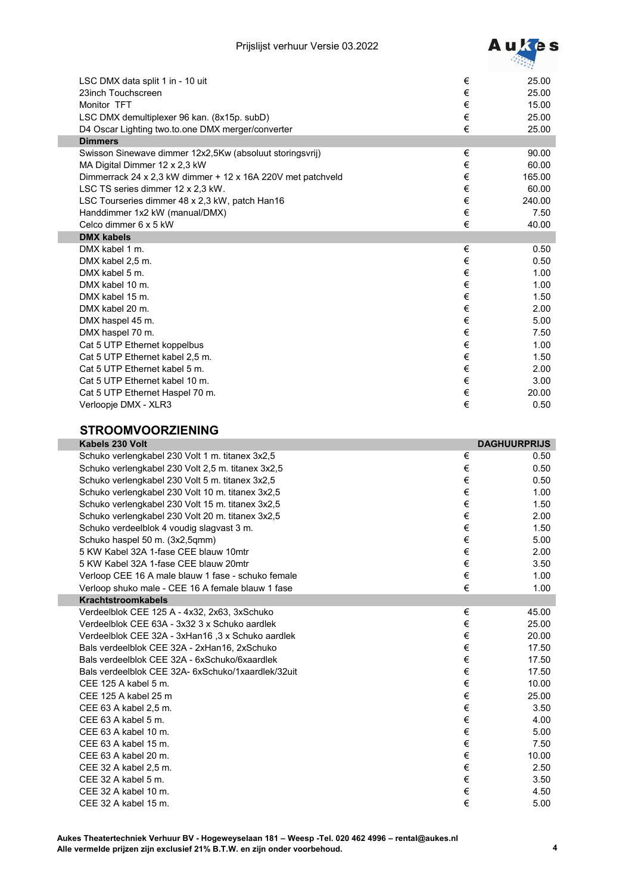| | | |
|---|---|---|
| LSC DMX data split 1 in - 10 uit | € | 25.00 |
| 23inch Touchscreen | € | 25.00 |
| Monitor TFT | € | 15.00 |
| LSC DMX demultiplexer 96 kan. (8x15p. subD) | € | 25.00 |
| D4 Oscar Lighting two.to.one DMX merger/converter | € | 25.00 |
| **Dimmers** | | |
| Swisson Sinewave dimmer 12x2,5Kw (absoluut storingsvrij) | € | 90.00 |
| MA Digital Dimmer 12 x 2,3 kW | € | 60.00 |
| Dimmerrack 24 x 2,3 kW dimmer + 12 x 16A 220V met patchveld | € | 165.00 |
| LSC TS series dimmer 12 x 2,3 kW. | € | 60.00 |
| LSC Tourseries dimmer 48 x 2,3 kW, patch Han16 | € | 240.00 |
| Handdimmer 1x2 kW (manual/DMX) | € | 7.50 |
| Celco dimmer 6 x 5 kW | € | 40.00 |
| **DMX kabels** | | |
| DMX kabel 1 m. | € | 0.50 |
| DMX kabel 2,5 m. | € | 0.50 |
| DMX kabel 5 m. | € | 1.00 |
| DMX kabel 10 m. | € | 1.00 |
| DMX kabel 15 m. | € | 1.50 |
| DMX kabel 20 m. | € | 2.00 |
| DMX haspel 45 m. | € | 5.00 |
| DMX haspel 70 m. | € | 7.50 |
| Cat 5 UTP Ethernet koppelbus | € | 1.00 |
| Cat 5 UTP Ethernet kabel 2,5 m. | € | 1.50 |
| Cat 5 UTP Ethernet kabel 5 m. | € | 2.00 |
| Cat 5 UTP Ethernet kabel 10 m. | € | 3.00 |
| Cat 5 UTP Ethernet Haspel 70 m. | € | 20.00 |
| Verloopje DMX - XLR3 | € | 0.50 |

## STROOMVOORZIENING

| **Kabels 230 Volt** | | **DAGHUURPRIJS** |
|---|---|---|
| Schuko verlengkabel 230 Volt 1 m. titanex 3x2,5 | € | 0.50 |
| Schuko verlengkabel 230 Volt 2,5 m. titanex 3x2,5 | € | 0.50 |
| Schuko verlengkabel 230 Volt 5 m. titanex 3x2,5 | € | 0.50 |
| Schuko verlengkabel 230 Volt 10 m. titanex 3x2,5 | € | 1.00 |
| Schuko verlengkabel 230 Volt 15 m. titanex 3x2,5 | € | 1.50 |
| Schuko verlengkabel 230 Volt 20 m. titanex 3x2,5 | € | 2.00 |
| Schuko verdeelblok 4 voudig slagvast 3 m. | € | 1.50 |
| Schuko haspel 50 m. (3x2,5qmm) | € | 5.00 |
| 5 KW Kabel 32A 1-fase CEE blauw 10mtr | € | 2.00 |
| 5 KW Kabel 32A 1-fase CEE blauw 20mtr | € | 3.50 |
| Verloop CEE 16 A male blauw 1 fase - schuko female | € | 1.00 |
| Verloop shuko male - CEE 16 A female blauw 1 fase | € | 1.00 |
| **Krachtstroomkabels** | | |
| Verdeelblok CEE 125 A - 4x32, 2x63, 3xSchuko | € | 45.00 |
| Verdeelblok CEE 63A - 3x32 3 x Schuko aardlek | € | 25.00 |
| Verdeelblok CEE 32A - 3xHan16 ,3 x Schuko aardlek | € | 20.00 |
| Bals verdeelblok CEE 32A - 2xHan16, 2xSchuko | € | 17.50 |
| Bals verdeelblok CEE 32A - 6xSchuko/6xaardlek | € | 17.50 |
| Bals verdeelblok CEE 32A- 6xSchuko/1xaardlek/32uit | € | 17.50 |
| CEE 125 A kabel 5 m. | € | 10.00 |
| CEE 125 A kabel 25 m | € | 25.00 |
| CEE 63 A kabel 2,5 m. | € | 3.50 |
| CEE 63 A kabel 5 m. | € | 4.00 |
| CEE 63 A kabel 10 m. | € | 5.00 |
| CEE 63 A kabel 15 m. | € | 7.50 |
| CEE 63 A kabel 20 m. | € | 10.00 |
| CEE 32 A kabel 2,5 m. | € | 2.50 |
| CEE 32 A kabel 5 m. | € | 3.50 |
| CEE 32 A kabel 10 m. | € | 4.50 |
| CEE 32 A kabel 15 m. | € | 5.00 |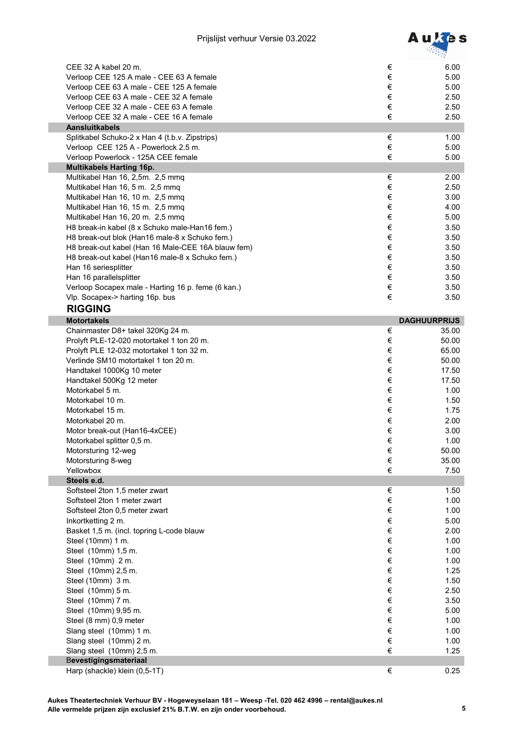| | | |
|---|---|---|
| CEE 32 A kabel 20 m. | € | 6.00 |
| Verloop CEE 125 A male - CEE 63 A female | € | 5.00 |
| Verloop CEE 63 A male - CEE 125 A female | € | 5.00 |
| Verloop CEE 63 A male - CEE 32 A female | € | 2.50 |
| Verloop CEE 32 A male - CEE 63 A female | € | 2.50 |
| Verloop CEE 32 A male - CEE 16 A female | € | 2.50 |
| **Aansluitkabels** | | |
| Splitkabel Schuko-2 x Han 4 (t.b.v. Zipstrips) | € | 1.00 |
| Verloop CEE 125 A - Powerlock 2.5 m. | € | 5.00 |
| Verloop Powerlock - 125A CEE female | € | 5.00 |
| **Multikabels Harting 16p.** | | |
| Multikabel Han 16, 2,5m. 2,5 mmq | € | 2.00 |
| Multikabel Han 16, 5 m. 2,5 mmq | € | 2.50 |
| Multikabel Han 16, 10 m. 2,5 mmq | € | 3.00 |
| Multikabel Han 16, 15 m. 2,5 mmq | € | 4.00 |
| Multikabel Han 16, 20 m. 2,5 mmq | € | 5.00 |
| H8 break-in kabel (8 x Schuko male-Han16 fem.) | € | 3.50 |
| H8 break-out blok (Han16 male-8 x Schuko fem.) | € | 3.50 |
| H8 break-out kabel (Han 16 Male-CEE 16A blauw fem) | € | 3.50 |
| H8 break-out kabel (Han16 male-8 x Schuko fem.) | € | 3.50 |
| Han 16 seriesplitter | € | 3.50 |
| Han 16 parallelsplitter | € | 3.50 |
| Verloop Socapex male - Harting 16 p. feme (6 kan.) | € | 3.50 |
| Vlp. Socapex-> harting 16p. bus | € | 3.50 |

## RIGGING

| **Motortakels** | | **DAGHUURPRIJS** |
|---|---|---|
| Chainmaster D8+ takel 320Kg 24 m. | € | 35.00 |
| Prolyft PLE-12-020 motortakel 1 ton 20 m. | € | 50.00 |
| Prolyft PLE 12-032 motortakel 1 ton 32 m. | € | 65.00 |
| Verlinde SM10 motortakel 1 ton 20 m. | € | 50.00 |
| Handtakel 1000Kg 10 meter | € | 17.50 |
| Handtakel 500Kg 12 meter | € | 17.50 |
| Motorkabel 5 m. | € | 1.00 |
| Motorkabel 10 m. | € | 1.50 |
| Motorkabel 15 m. | € | 1.75 |
| Motorkabel 20 m. | € | 2.00 |
| Motor break-out (Han16-4xCEE) | € | 3.00 |
| Motorkabel splitter 0,5 m. | € | 1.00 |
| Motorsturing 12-weg | € | 50.00 |
| Motorsturing 8-weg | € | 35.00 |
| Yellowbox | € | 7.50 |
| **Steels e.d.** | | |
| Softsteel 2ton 1,5 meter zwart | € | 1.50 |
| Softsteel 2ton 1 meter zwart | € | 1.00 |
| Softsteel 2ton 0,5 meter zwart | € | 1.00 |
| Inkortketting 2 m. | € | 5.00 |
| Basket 1,5 m. (incl. topring L-code blauw | € | 2.00 |
| Steel (10mm) 1 m. | € | 1.00 |
| Steel (10mm) 1,5 m. | € | 1.00 |
| Steel (10mm) 2 m. | € | 1.00 |
| Steel (10mm) 2,5 m. | € | 1.25 |
| Steel (10mm) 3 m. | € | 1.50 |
| Steel (10mm) 5 m. | € | 2.50 |
| Steel (10mm) 7 m. | € | 3.50 |
| Steel (10mm) 9,95 m. | € | 5.00 |
| Steel (8 mm) 0,9 meter | € | 1.00 |
| Slang steel (10mm) 1 m. | € | 1.00 |
| Slang steel (10mm) 2 m. | € | 1.00 |
| Slang steel (10mm) 2,5 m. | € | 1.25 |
| **Bevestigingsmateriaal** | | |
| Harp (shackle) klein (0,5-1T) | € | 0.25 |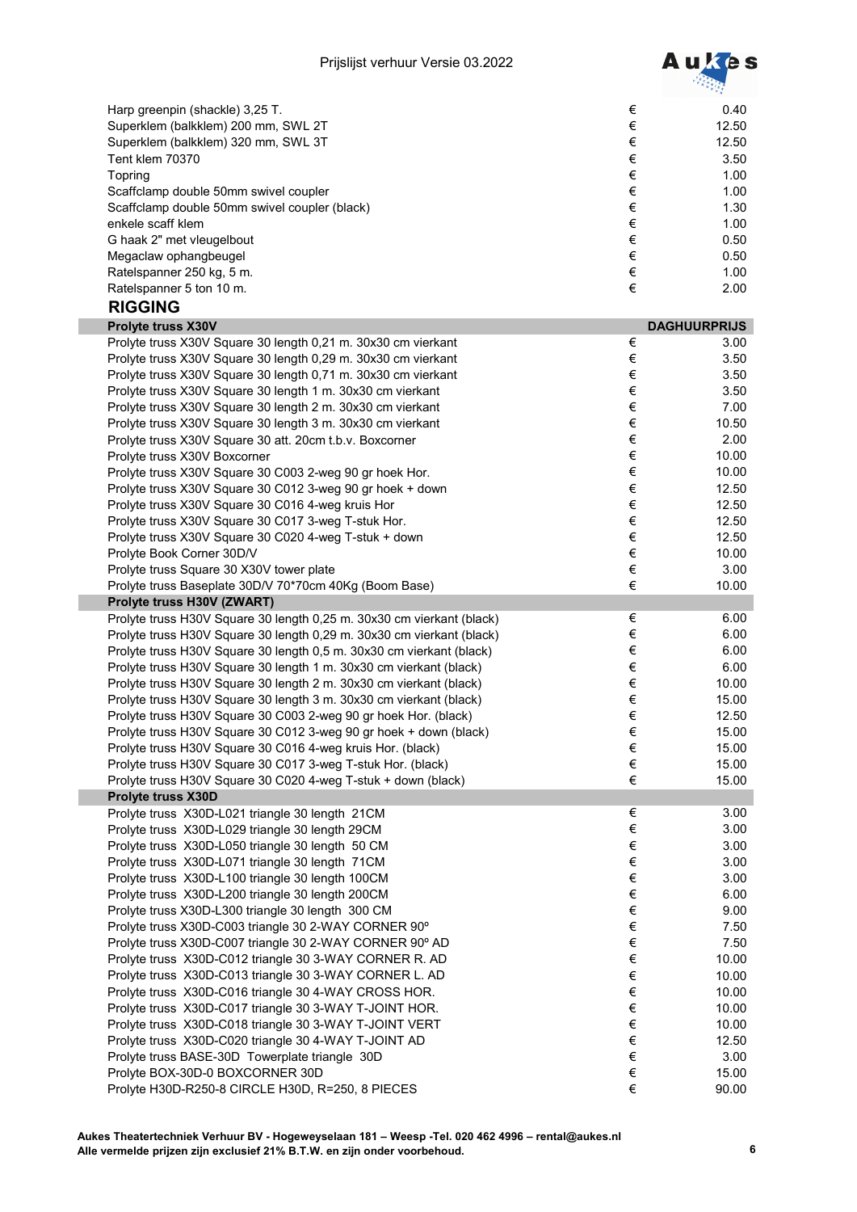| | | |
|---|---|---|
| Harp greenpin (shackle) 3,25 T. | € | 0.40 |
| Superklem (balkklem) 200 mm, SWL 2T | € | 12.50 |
| Superklem (balkklem) 320 mm, SWL 3T | € | 12.50 |
| Tent klem 70370 | € | 3.50 |
| Topring | € | 1.00 |
| Scaffclamp double 50mm swivel coupler | € | 1.00 |
| Scaffclamp double 50mm swivel coupler (black) | € | 1.30 |
| enkele scaff klem | € | 1.00 |
| G haak 2" met vleugelbout | € | 0.50 |
| Megaclaw ophangbeugel | € | 0.50 |
| Ratelspanner 250 kg, 5 m. | € | 1.00 |
| Ratelspanner 5 ton 10 m. | € | 2.00 |

## RIGGING

| Prolyte truss X30V | | DAGHUURPRIJS |
|---|---|---|
| Prolyte truss X30V Square 30 length 0,21 m. 30x30 cm vierkant | € | 3.00 |
| Prolyte truss X30V Square 30 length 0,29 m. 30x30 cm vierkant | € | 3.50 |
| Prolyte truss X30V Square 30 length 0,71 m. 30x30 cm vierkant | € | 3.50 |
| Prolyte truss X30V Square 30 length 1 m. 30x30 cm vierkant | € | 3.50 |
| Prolyte truss X30V Square 30 length 2 m. 30x30 cm vierkant | € | 7.00 |
| Prolyte truss X30V Square 30 length 3 m. 30x30 cm vierkant | € | 10.50 |
| Prolyte truss X30V Square 30 att. 20cm t.b.v. Boxcorner | € | 2.00 |
| Prolyte truss X30V Boxcorner | € | 10.00 |
| Prolyte truss X30V Square 30 C003 2-weg 90 gr hoek Hor. | € | 10.00 |
| Prolyte truss X30V Square 30 C012 3-weg 90 gr hoek + down | € | 12.50 |
| Prolyte truss X30V Square 30 C016 4-weg kruis Hor | € | 12.50 |
| Prolyte truss X30V Square 30 C017 3-weg T-stuk Hor. | € | 12.50 |
| Prolyte truss X30V Square 30 C020 4-weg T-stuk + down | € | 12.50 |
| Prolyte Book Corner 30D/V | € | 10.00 |
| Prolyte truss Square 30 X30V tower plate | € | 3.00 |
| Prolyte truss Baseplate 30D/V 70*70cm 40Kg (Boom Base) | € | 10.00 |
| **Prolyte truss H30V (ZWART)** | | |
| Prolyte truss H30V Square 30 length 0,25 m. 30x30 cm vierkant (black) | € | 6.00 |
| Prolyte truss H30V Square 30 length 0,29 m. 30x30 cm vierkant (black) | € | 6.00 |
| Prolyte truss H30V Square 30 length 0,5 m. 30x30 cm vierkant (black) | € | 6.00 |
| Prolyte truss H30V Square 30 length 1 m. 30x30 cm vierkant (black) | € | 6.00 |
| Prolyte truss H30V Square 30 length 2 m. 30x30 cm vierkant (black) | € | 10.00 |
| Prolyte truss H30V Square 30 length 3 m. 30x30 cm vierkant (black) | € | 15.00 |
| Prolyte truss H30V Square 30 C003 2-weg 90 gr hoek Hor. (black) | € | 12.50 |
| Prolyte truss H30V Square 30 C012 3-weg 90 gr hoek + down (black) | € | 15.00 |
| Prolyte truss H30V Square 30 C016 4-weg kruis Hor. (black) | € | 15.00 |
| Prolyte truss H30V Square 30 C017 3-weg T-stuk Hor. (black) | € | 15.00 |
| Prolyte truss H30V Square 30 C020 4-weg T-stuk + down (black) | € | 15.00 |
| **Prolyte truss X30D** | | |
| Prolyte truss X30D-L021 triangle 30 length 21CM | € | 3.00 |
| Prolyte truss X30D-L029 triangle 30 length 29CM | € | 3.00 |
| Prolyte truss X30D-L050 triangle 30 length 50 CM | € | 3.00 |
| Prolyte truss X30D-L071 triangle 30 length 71CM | € | 3.00 |
| Prolyte truss X30D-L100 triangle 30 length 100CM | € | 3.00 |
| Prolyte truss X30D-L200 triangle 30 length 200CM | € | 6.00 |
| Prolyte truss X30D-L300 triangle 30 length 300 CM | € | 9.00 |
| Prolyte truss X30D-C003 triangle 30 2-WAY CORNER 90º | € | 7.50 |
| Prolyte truss X30D-C007 triangle 30 2-WAY CORNER 90º AD | € | 7.50 |
| Prolyte truss X30D-C012 triangle 30 3-WAY CORNER R. AD | € | 10.00 |
| Prolyte truss X30D-C013 triangle 30 3-WAY CORNER L. AD | € | 10.00 |
| Prolyte truss X30D-C016 triangle 30 4-WAY CROSS HOR. | € | 10.00 |
| Prolyte truss X30D-C017 triangle 30 3-WAY T-JOINT HOR. | € | 10.00 |
| Prolyte truss X30D-C018 triangle 30 3-WAY T-JOINT VERT | € | 10.00 |
| Prolyte truss X30D-C020 triangle 30 4-WAY T-JOINT AD | € | 12.50 |
| Prolyte truss BASE-30D Towerplate triangle 30D | € | 3.00 |
| Prolyte BOX-30D-0 BOXCORNER 30D | € | 15.00 |
| Prolyte H30D-R250-8 CIRCLE H30D, R=250, 8 PIECES | € | 90.00 |

**Aukes Theatertechniek Verhuur BV - Hogeweyselaan 181 – Weesp -Tel. 020 462 4996 – rental@aukes.nl**
**Alle vermelde prijzen zijn exclusief 21% B.T.W. en zijn onder voorbehoud.**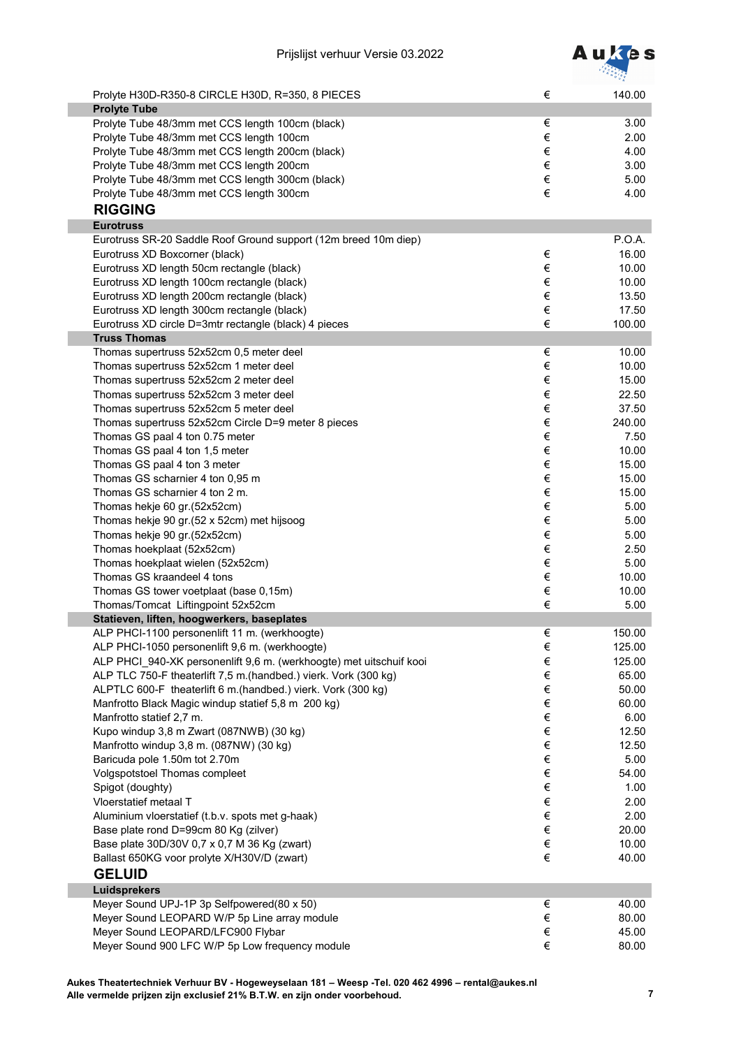| | | |
|---|---|---|
| Prolyte H30D-R350-8 CIRCLE H30D, R=350, 8 PIECES | € | 140.00 |
| **Prolyte Tube** | | |
| Prolyte Tube 48/3mm met CCS length 100cm (black) | € | 3.00 |
| Prolyte Tube 48/3mm met CCS length 100cm | € | 2.00 |
| Prolyte Tube 48/3mm met CCS length 200cm (black) | € | 4.00 |
| Prolyte Tube 48/3mm met CCS length 200cm | € | 3.00 |
| Prolyte Tube 48/3mm met CCS length 300cm (black) | € | 5.00 |
| Prolyte Tube 48/3mm met CCS length 300cm | € | 4.00 |

## RIGGING

| | | |
|---|---|---|
| **Eurotruss** | | |
| Eurotruss SR-20 Saddle Roof Ground support (12m breed 10m diep) | | P.O.A. |
| Eurotruss XD Boxcorner (black) | € | 16.00 |
| Eurotruss XD length 50cm rectangle (black) | € | 10.00 |
| Eurotruss XD length 100cm rectangle (black) | € | 10.00 |
| Eurotruss XD length 200cm rectangle (black) | € | 13.50 |
| Eurotruss XD length 300cm rectangle (black) | € | 17.50 |
| Eurotruss XD circle D=3mtr rectangle (black) 4 pieces | € | 100.00 |
| **Truss Thomas** | | |
| Thomas supertruss 52x52cm 0,5 meter deel | € | 10.00 |
| Thomas supertruss 52x52cm 1 meter deel | € | 10.00 |
| Thomas supertruss 52x52cm 2 meter deel | € | 15.00 |
| Thomas supertruss 52x52cm 3 meter deel | € | 22.50 |
| Thomas supertruss 52x52cm 5 meter deel | € | 37.50 |
| Thomas supertruss 52x52cm Circle D=9 meter 8 pieces | € | 240.00 |
| Thomas GS paal 4 ton 0.75 meter | € | 7.50 |
| Thomas GS paal 4 ton 1,5 meter | € | 10.00 |
| Thomas GS paal 4 ton 3 meter | € | 15.00 |
| Thomas GS scharnier 4 ton 0,95 m | € | 15.00 |
| Thomas GS scharnier 4 ton 2 m. | € | 15.00 |
| Thomas hekje 60 gr.(52x52cm) | € | 5.00 |
| Thomas hekje 90 gr.(52 x 52cm) met hijsoog | € | 5.00 |
| Thomas hekje 90 gr.(52x52cm) | € | 5.00 |
| Thomas hoekplaat (52x52cm) | € | 2.50 |
| Thomas hoekplaat wielen (52x52cm) | € | 5.00 |
| Thomas GS kraandeel 4 tons | € | 10.00 |
| Thomas GS tower voetplaat (base 0,15m) | € | 10.00 |
| Thomas/Tomcat Liftingpoint 52x52cm | € | 5.00 |
| **Statieven, liften, hoogwerkers, baseplates** | | |
| ALP PHCI-1100 personenlift 11 m. (werkhoogte) | € | 150.00 |
| ALP PHCI-1050 personenlift 9,6 m. (werkhoogte) | € | 125.00 |
| ALP PHCI_940-XK personenlift 9,6 m. (werkhoogte) met uitschuif kooi | € | 125.00 |
| ALP TLC 750-F theaterlift 7,5 m.(handbed.) vierk. Vork (300 kg) | € | 65.00 |
| ALPTLC 600-F theaterlift 6 m.(handbed.) vierk. Vork (300 kg) | € | 50.00 |
| Manfrotto Black Magic windup statief 5,8 m 200 kg) | € | 60.00 |
| Manfrotto statief 2,7 m. | € | 6.00 |
| Kupo windup 3,8 m Zwart (087NWB) (30 kg) | € | 12.50 |
| Manfrotto windup 3,8 m. (087NW) (30 kg) | € | 12.50 |
| Baricuda pole 1.50m tot 2.70m | € | 5.00 |
| Volgspotstoel Thomas compleet | € | 54.00 |
| Spigot (doughty) | € | 1.00 |
| Vloerstatief metaal T | € | 2.00 |
| Aluminium vloerstatief (t.b.v. spots met g-haak) | € | 2.00 |
| Base plate rond D=99cm 80 Kg (zilver) | € | 20.00 |
| Base plate 30D/30V 0,7 x 0,7 M 36 Kg (zwart) | € | 10.00 |
| Ballast 650KG voor prolyte X/H30V/D (zwart) | € | 40.00 |

## GELUID

| | | |
|---|---|---|
| **Luidsprekers** | | |
| Meyer Sound UPJ-1P 3p Selfpowered(80 x 50) | € | 40.00 |
| Meyer Sound LEOPARD W/P 5p Line array module | € | 80.00 |
| Meyer Sound LEOPARD/LFC900 Flybar | € | 45.00 |
| Meyer Sound 900 LFC W/P 5p Low frequency module | € | 80.00 |

**Aukes Theatertechniek Verhuur BV - Hogeweyselaan 181 – Weesp -Tel. 020 462 4996 – rental@aukes.nl**
**Alle vermelde prijzen zijn exclusief 21% B.T.W. en zijn onder voorbehoud.**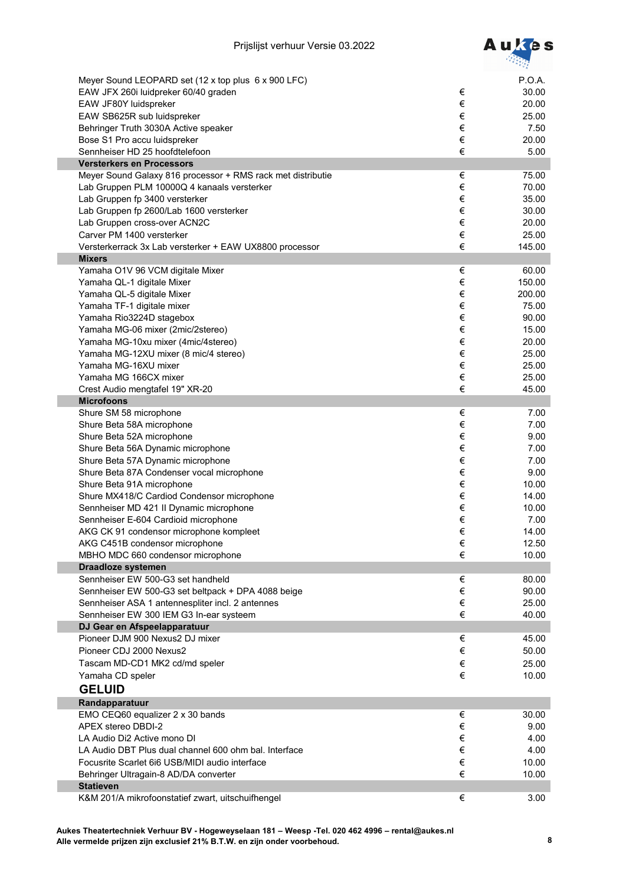| | | |
|---|---|---|
| Meyer Sound LEOPARD set (12 x top plus 6 x 900 LFC) | | P.O.A. |
| EAW JFX 260i luidpreker 60/40 graden | € | 30.00 |
| EAW JF80Y luidspreker | € | 20.00 |
| EAW SB625R sub luidspreker | € | 25.00 |
| Behringer Truth 3030A Active speaker | € | 7.50 |
| Bose S1 Pro accu luidspreker | € | 20.00 |
| Sennheiser HD 25 hoofdtelefoon | € | 5.00 |
| **Versterkers en Processors** | | |
| Meyer Sound Galaxy 816 processor + RMS rack met distributie | € | 75.00 |
| Lab Gruppen PLM 10000Q 4 kanaals versterker | € | 70.00 |
| Lab Gruppen fp 3400 versterker | € | 35.00 |
| Lab Gruppen fp 2600/Lab 1600 versterker | € | 30.00 |
| Lab Gruppen cross-over ACN2C | € | 20.00 |
| Carver PM 1400 versterker | € | 25.00 |
| Versterkerrack 3x Lab versterker + EAW UX8800 processor | € | 145.00 |
| **Mixers** | | |
| Yamaha O1V 96 VCM digitale Mixer | € | 60.00 |
| Yamaha QL-1 digitale Mixer | € | 150.00 |
| Yamaha QL-5 digitale Mixer | € | 200.00 |
| Yamaha TF-1 digitale mixer | € | 75.00 |
| Yamaha Rio3224D stagebox | € | 90.00 |
| Yamaha MG-06 mixer (2mic/2stereo) | € | 15.00 |
| Yamaha MG-10xu mixer (4mic/4stereo) | € | 20.00 |
| Yamaha MG-12XU mixer (8 mic/4 stereo) | € | 25.00 |
| Yamaha MG-16XU mixer | € | 25.00 |
| Yamaha MG 166CX mixer | € | 25.00 |
| Crest Audio mengtafel 19" XR-20 | € | 45.00 |
| **Microfoons** | | |
| Shure SM 58 microphone | € | 7.00 |
| Shure Beta 58A microphone | € | 7.00 |
| Shure Beta 52A microphone | € | 9.00 |
| Shure Beta 56A Dynamic microphone | € | 7.00 |
| Shure Beta 57A Dynamic microphone | € | 7.00 |
| Shure Beta 87A Condenser vocal microphone | € | 9.00 |
| Shure Beta 91A microphone | € | 10.00 |
| Shure MX418/C Cardiod Condensor microphone | € | 14.00 |
| Sennheiser MD 421 II Dynamic microphone | € | 10.00 |
| Sennheiser E-604 Cardioid microphone | € | 7.00 |
| AKG CK 91 condensor microphone kompleet | € | 14.00 |
| AKG C451B condensor microphone | € | 12.50 |
| MBHO MDC 660 condensor microphone | € | 10.00 |
| **Draadloze systemen** | | |
| Sennheiser EW 500-G3 set handheld | € | 80.00 |
| Sennheiser EW 500-G3 set beltpack + DPA 4088 beige | € | 90.00 |
| Sennheiser ASA 1 antennespliter incl. 2 antennes | € | 25.00 |
| Sennheiser EW 300 IEM G3 In-ear systeem | € | 40.00 |
| **DJ Gear en Afspeelapparatuur** | | |
| Pioneer DJM 900 Nexus2 DJ mixer | € | 45.00 |
| Pioneer CDJ 2000 Nexus2 | € | 50.00 |
| Tascam MD-CD1 MK2 cd/md speler | € | 25.00 |
| Yamaha CD speler | € | 10.00 |

## GELUID

| | | |
|---|---|---|
| **Randapparatuur** | | |
| EMO CEQ60 equalizer 2 x 30 bands | € | 30.00 |
| APEX stereo DBDI-2 | € | 9.00 |
| LA Audio Di2 Active mono DI | € | 4.00 |
| LA Audio DBT Plus dual channel 600 ohm bal. Interface | € | 4.00 |
| Focusrite Scarlet 6i6 USB/MIDI audio interface | € | 10.00 |
| Behringer Ultragain-8 AD/DA converter | € | 10.00 |
| **Statieven** | | |
| K&M 201/A mikrofoonstatief zwart, uitschuifhengel | € | 3.00 |

**Aukes Theatertechniek Verhuur BV - Hogeweyselaan 181 – Weesp -Tel. 020 462 4996 – rental@aukes.nl**
**Alle vermelde prijzen zijn exclusief 21% B.T.W. en zijn onder voorbehoud.**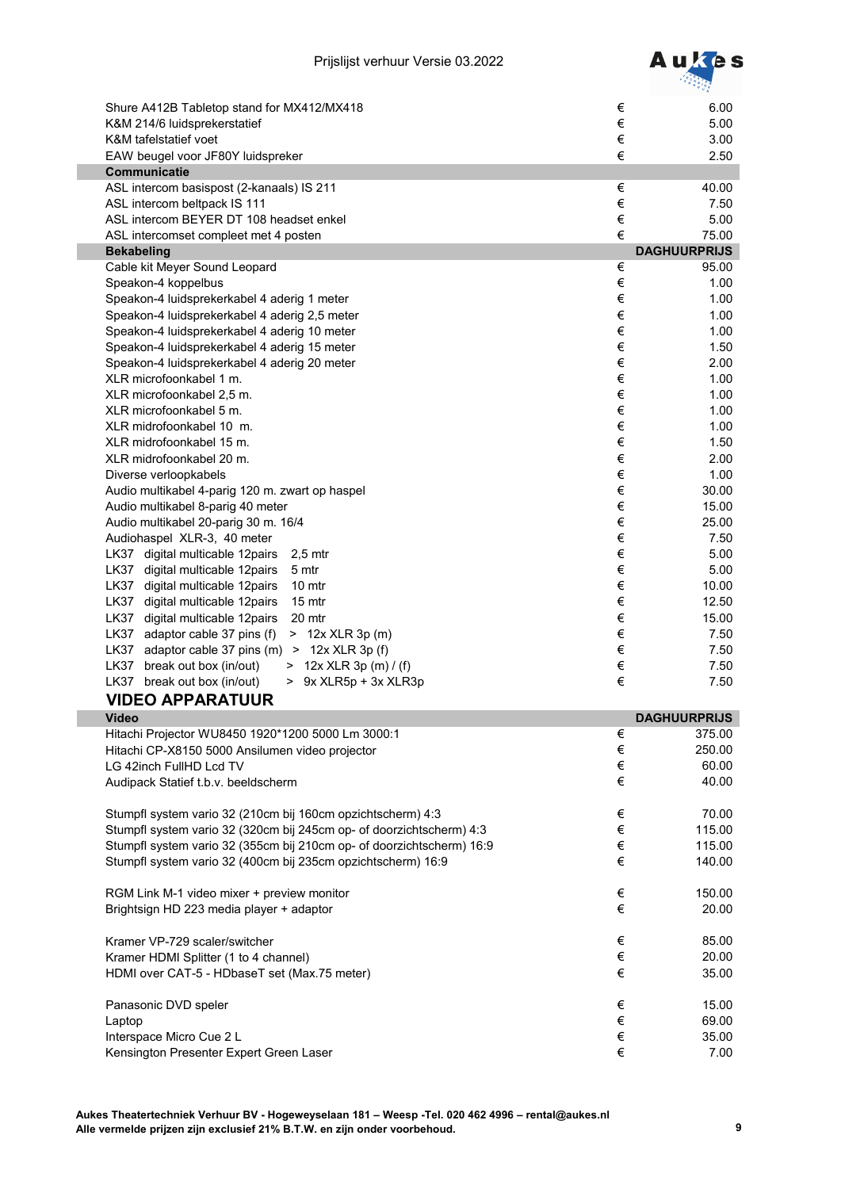| | | |
|---|---|---|
| Shure A412B Tabletop stand for MX412/MX418 | € | 6.00 |
| K&M 214/6 luidsprekerstatief | € | 5.00 |
| K&M tafelstatief voet | € | 3.00 |
| EAW beugel voor JF80Y luidspreker | € | 2.50 |
| **Communicatie** | | |
| ASL intercom basispost (2-kanaals) IS 211 | € | 40.00 |
| ASL intercom beltpack IS 111 | € | 7.50 |
| ASL intercom BEYER DT 108 headset enkel | € | 5.00 |
| ASL intercomset compleet met 4 posten | € | 75.00 |
| **Bekabeling** | | **DAGHUURPRIJS** |
| Cable kit Meyer Sound Leopard | € | 95.00 |
| Speakon-4 koppelbus | € | 1.00 |
| Speakon-4 luidsprekerkabel 4 aderig 1 meter | € | 1.00 |
| Speakon-4 luidsprekerkabel 4 aderig 2,5 meter | € | 1.00 |
| Speakon-4 luidsprekerkabel 4 aderig 10 meter | € | 1.00 |
| Speakon-4 luidsprekerkabel 4 aderig 15 meter | € | 1.50 |
| Speakon-4 luidsprekerkabel 4 aderig 20 meter | € | 2.00 |
| XLR microfoonkabel 1 m. | € | 1.00 |
| XLR microfoonkabel 2,5 m. | € | 1.00 |
| XLR microfoonkabel 5 m. | € | 1.00 |
| XLR midrofoonkabel 10 m. | € | 1.00 |
| XLR midrofoonkabel 15 m. | € | 1.50 |
| XLR midrofoonkabel 20 m. | € | 2.00 |
| Diverse verloopkabels | € | 1.00 |
| Audio multikabel 4-parig 120 m. zwart op haspel | € | 30.00 |
| Audio multikabel 8-parig 40 meter | € | 15.00 |
| Audio multikabel 20-parig 30 m. 16/4 | € | 25.00 |
| Audiohaspel XLR-3, 40 meter | € | 7.50 |
| LK37 digital multicable 12pairs 2,5 mtr | € | 5.00 |
| LK37 digital multicable 12pairs 5 mtr | € | 5.00 |
| LK37 digital multicable 12pairs 10 mtr | € | 10.00 |
| LK37 digital multicable 12pairs 15 mtr | € | 12.50 |
| LK37 digital multicable 12pairs 20 mtr | € | 15.00 |
| LK37 adaptor cable 37 pins (f) > 12x XLR 3p (m) | € | 7.50 |
| LK37 adaptor cable 37 pins (m) > 12x XLR 3p (f) | € | 7.50 |
| LK37 break out box (in/out) > 12x XLR 3p (m) / (f) | € | 7.50 |
| LK37 break out box (in/out) > 9x XLR5p + 3x XLR3p | € | 7.50 |

## VIDEO APPARATUUR

| **Video** | | **DAGHUURPRIJS** |
|---|---|---|
| Hitachi Projector WU8450 1920*1200 5000 Lm 3000:1 | € | 375.00 |
| Hitachi CP-X8150 5000 Ansilumen video projector | € | 250.00 |
| LG 42inch FullHD Lcd TV | € | 60.00 |
| Audipack Statief t.b.v. beeldscherm | € | 40.00 |
| | | |
| Stumpfl system vario 32 (210cm bij 160cm opzichtscherm) 4:3 | € | 70.00 |
| Stumpfl system vario 32 (320cm bij 245cm op- of doorzichtscherm) 4:3 | € | 115.00 |
| Stumpfl system vario 32 (355cm bij 210cm op- of doorzichtscherm) 16:9 | € | 115.00 |
| Stumpfl system vario 32 (400cm bij 235cm opzichtscherm) 16:9 | € | 140.00 |
| | | |
| RGM Link M-1 video mixer + preview monitor | € | 150.00 |
| Brightsign HD 223 media player + adaptor | € | 20.00 |
| | | |
| Kramer VP-729 scaler/switcher | € | 85.00 |
| Kramer HDMI Splitter (1 to 4 channel) | € | 20.00 |
| HDMI over CAT-5 - HDbaseT set (Max.75 meter) | € | 35.00 |
| | | |
| Panasonic DVD speler | € | 15.00 |
| Laptop | € | 69.00 |
| Interspace Micro Cue 2 L | € | 35.00 |
| Kensington Presenter Expert Green Laser | € | 7.00 |

**Aukes Theatertechniek Verhuur BV - Hogeweyselaan 181 – Weesp -Tel. 020 462 4996 – rental@aukes.nl**
**Alle vermelde prijzen zijn exclusief 21% B.T.W. en zijn onder voorbehoud.**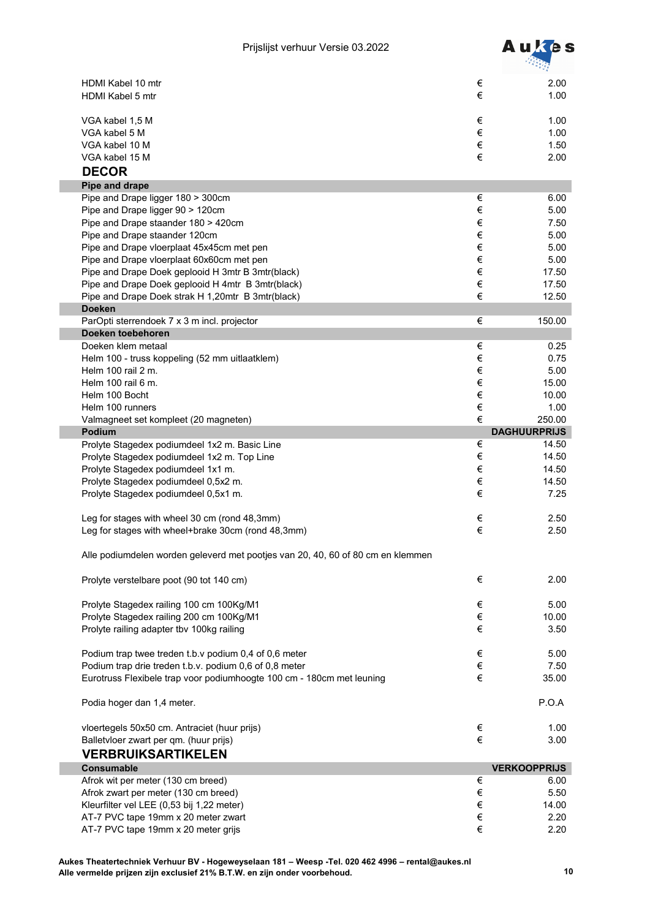| | | |
|---|---|---|
| HDMI Kabel 10 mtr | € | 2.00 |
| HDMI Kabel 5 mtr | € | 1.00 |
| | | |
| VGA kabel 1,5 M | € | 1.00 |
| VGA kabel 5 M | € | 1.00 |
| VGA kabel 10 M | € | 1.50 |
| VGA kabel 15 M | € | 2.00 |

## DECOR

| **Pipe and drape** | | |
|---|---|---|
| Pipe and Drape ligger 180 > 300cm | € | 6.00 |
| Pipe and Drape ligger 90 > 120cm | € | 5.00 |
| Pipe and Drape staander 180 > 420cm | € | 7.50 |
| Pipe and Drape staander 120cm | € | 5.00 |
| Pipe and Drape vloerplaat 45x45cm met pen | € | 5.00 |
| Pipe and Drape vloerplaat 60x60cm met pen | € | 5.00 |
| Pipe and Drape Doek geplooid H 3mtr B 3mtr(black) | € | 17.50 |
| Pipe and Drape Doek geplooid H 4mtr B 3mtr(black) | € | 17.50 |
| Pipe and Drape Doek strak H 1,20mtr B 3mtr(black) | € | 12.50 |
| **Doeken** | | |
| ParOpti sterrendoek 7 x 3 m incl. projector | € | 150.00 |
| **Doeken toebehoren** | | |
| Doeken klem metaal | € | 0.25 |
| Helm 100 - truss koppeling (52 mm uitlaatklem) | € | 0.75 |
| Helm 100 rail 2 m. | € | 5.00 |
| Helm 100 rail 6 m. | € | 15.00 |
| Helm 100 Bocht | € | 10.00 |
| Helm 100 runners | € | 1.00 |
| Valmagneet set kompleet (20 magneten) | € | 250.00 |
| **Podium** | | **DAGHUURPRIJS** |
| Prolyte Stagedex podiumdeel 1x2 m. Basic Line | € | 14.50 |
| Prolyte Stagedex podiumdeel 1x2 m. Top Line | € | 14.50 |
| Prolyte Stagedex podiumdeel 1x1 m. | € | 14.50 |
| Prolyte Stagedex podiumdeel 0,5x2 m. | € | 14.50 |
| Prolyte Stagedex podiumdeel 0,5x1 m. | € | 7.25 |
| | | |
| Leg for stages with wheel 30 cm (rond 48,3mm) | € | 2.50 |
| Leg for stages with wheel+brake 30cm (rond 48,3mm) | € | 2.50 |
| | | |
| Alle podiumdelen worden geleverd met pootjes van 20, 40, 60 of 80 cm en klemmen | | |
| | | |
| Prolyte verstelbare poot (90 tot 140 cm) | € | 2.00 |
| | | |
| Prolyte Stagedex railing 100 cm 100Kg/M1 | € | 5.00 |
| Prolyte Stagedex railing 200 cm 100Kg/M1 | € | 10.00 |
| Prolyte railing adapter tbv 100kg railing | € | 3.50 |
| | | |
| Podium trap twee treden t.b.v podium 0,4 of 0,6 meter | € | 5.00 |
| Podium trap drie treden t.b.v. podium 0,6 of 0,8 meter | € | 7.50 |
| Eurotruss Flexibele trap voor podiumhoogte 100 cm - 180cm met leuning | € | 35.00 |
| | | |
| Podia hoger dan 1,4 meter. | | P.O.A |
| | | |
| vloertegels 50x50 cm. Antraciet (huur prijs) | € | 1.00 |
| Balletvloer zwart per qm. (huur prijs) | € | 3.00 |

## VERBRUIKSARTIKELEN

| **Consumable** | | **VERKOOPPRIJS** |
|---|---|---|
| Afrok wit per meter (130 cm breed) | € | 6.00 |
| Afrok zwart per meter (130 cm breed) | € | 5.50 |
| Kleurfilter vel LEE (0,53 bij 1,22 meter) | € | 14.00 |
| AT-7 PVC tape 19mm x 20 meter zwart | € | 2.20 |
| AT-7 PVC tape 19mm x 20 meter grijs | € | 2.20 |

**Aukes Theatertechniek Verhuur BV - Hogeweyselaan 181 – Weesp -Tel. 020 462 4996 – rental@aukes.nl**
**Alle vermelde prijzen zijn exclusief 21% B.T.W. en zijn onder voorbehoud.**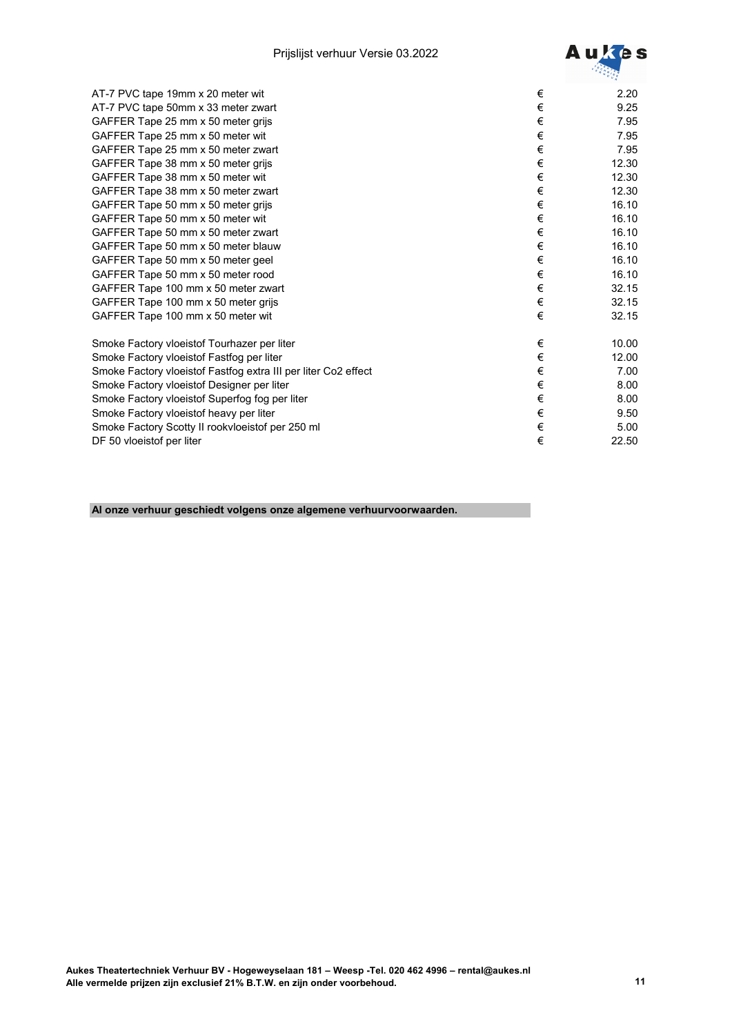| | | |
|---|---|---|
| AT-7 PVC tape 19mm x 20 meter wit | € | 2.20 |
| AT-7 PVC tape 50mm x 33 meter zwart | € | 9.25 |
| GAFFER Tape 25 mm x 50 meter grijs | € | 7.95 |
| GAFFER Tape 25 mm x 50 meter wit | € | 7.95 |
| GAFFER Tape 25 mm x 50 meter zwart | € | 7.95 |
| GAFFER Tape 38 mm x 50 meter grijs | € | 12.30 |
| GAFFER Tape 38 mm x 50 meter wit | € | 12.30 |
| GAFFER Tape 38 mm x 50 meter zwart | € | 12.30 |
| GAFFER Tape 50 mm x 50 meter grijs | € | 16.10 |
| GAFFER Tape 50 mm x 50 meter wit | € | 16.10 |
| GAFFER Tape 50 mm x 50 meter zwart | € | 16.10 |
| GAFFER Tape 50 mm x 50 meter blauw | € | 16.10 |
| GAFFER Tape 50 mm x 50 meter geel | € | 16.10 |
| GAFFER Tape 50 mm x 50 meter rood | € | 16.10 |
| GAFFER Tape 100 mm x 50 meter zwart | € | 32.15 |
| GAFFER Tape 100 mm x 50 meter grijs | € | 32.15 |
| GAFFER Tape 100 mm x 50 meter wit | € | 32.15 |
| | | |
| Smoke Factory vloeistof Tourhazer per liter | € | 10.00 |
| Smoke Factory vloeistof Fastfog per liter | € | 12.00 |
| Smoke Factory vloeistof Fastfog extra III per liter Co2 effect | € | 7.00 |
| Smoke Factory vloeistof Designer per liter | € | 8.00 |
| Smoke Factory vloeistof Superfog fog per liter | € | 8.00 |
| Smoke Factory vloeistof heavy per liter | € | 9.50 |
| Smoke Factory Scotty II rookvloeistof per 250 ml | € | 5.00 |
| DF 50 vloeistof per liter | € | 22.50 |

**Al onze verhuur geschiedt volgens onze algemene verhuurvoorwaarden.**

**Aukes Theatertechniek Verhuur BV - Hogeweyselaan 181 – Weesp -Tel. 020 462 4996 – rental@aukes.nl**
**Alle vermelde prijzen zijn exclusief 21% B.T.W. en zijn onder voorbehoud.**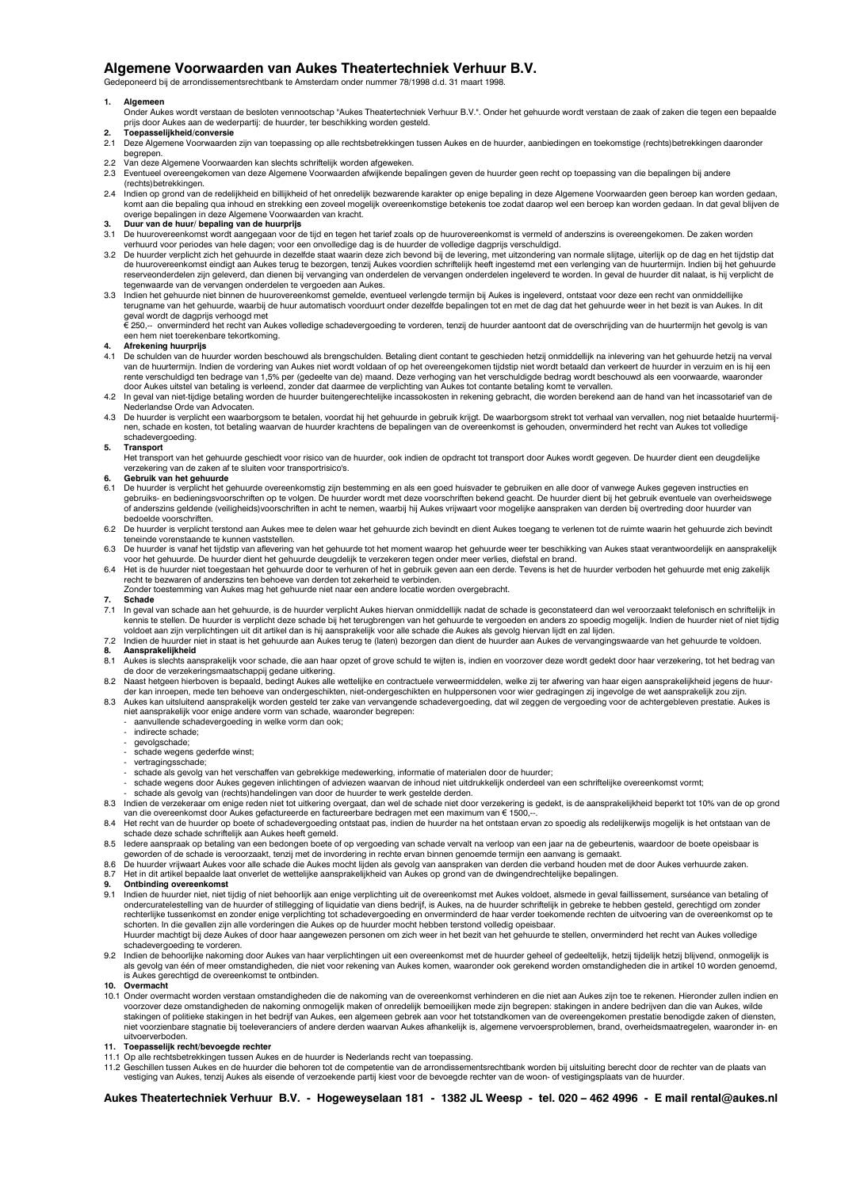# Algemene Voorwaarden van Aukes Theatertechniek Verhuur B.V.

Gedeponeerd bij de arrondissementsrechtbank te Amsterdam onder nummer 78/1998 d.d. 31 maart 1998.

**1. Algemeen**

Onder Aukes wordt verstaan de besloten vennootschap "Aukes Theatertechniek Verhuur B.V.". Onder het gehuurde wordt verstaan de zaak of zaken die tegen een bepaalde prijs door Aukes aan de wederpartij: de huurder, ter beschikking worden gesteld.

**2. Toepasselijkheid/conversie**

2.1 Deze Algemene Voorwaarden zijn van toepassing op alle rechtsbetrekkingen tussen Aukes en de huurder, aanbiedingen en toekomstige (rechts)betrekkingen daaronder begrepen.

2.2 Van deze Algemene Voorwaarden kan slechts schriftelijk worden afgeweken.

2.3 Eventueel overeengekomen van deze Algemene Voorwaarden afwijkende bepalingen geven de huurder geen recht op toepassing van die bepalingen bij andere (rechts)betrekkingen.

2.4 Indien op grond van de redelijkheid en billijkheid of het onredelijk bezwarende karakter op enige bepaling in deze Algemene Voorwaarden geen beroep kan worden gedaan, komt aan die bepaling qua inhoud en strekking een zoveel mogelijk overeenkomstige betekenis toe zodat daarop wel een beroep kan worden gedaan. In dat geval blijven de overige bepalingen in deze Algemene Voorwaarden van kracht.

**3. Duur van de huur/ bepaling van de huurprijs**

3.1 De huurovereenkomst wordt aangegaan voor de tijd en tegen het tarief zoals op de huurovereenkomst is vermeld of anderszins is overeengekomen. De zaken worden verhuurd voor periodes van hele dagen; voor een onvolledige dag is de huurder de volledige dagprijs verschuldigd.

3.2 De huurder verplicht zich het gehuurde in dezelfde staat waarin deze zich bevond bij de levering, met uitzondering van normale slijtage, uiterlijk op de dag en het tijdstip dat de huurovereenkomst eindigt aan Aukes terug te bezorgen, tenzij Aukes voordien schriftelijk heeft ingestemd met een verlenging van de huurtermijn. Indien bij het gehuurde reserveonderdelen zijn geleverd, dan dienen bij vervanging van onderdelen de vervangen onderdelen ingeleverd te worden. In geval de huurder dit nalaat, is hij verplicht de tegenwaarde van de vervangen onderdelen te vergoeden aan Aukes.

3.3 Indien het gehuurde niet binnen de huurovereenkomst gemelde, eventueel verlengde termijn bij Aukes is ingeleverd, ontstaat voor deze een recht van onmiddellijke terugname van het gehuurde, waarbij de huur automatisch voorduurt onder dezelfde bepalingen tot en met de dag dat het gehuurde weer in het bezit is van Aukes. In dit geval wordt de dagprijs verhoogd met
€ 250,-- onverminderd het recht van Aukes volledige schadevergoeding te vorderen, tenzij de huurder aantoont dat de overschrijding van de huurtermijn het gevolg is van een hem niet toerekenbare tekortkoming.

**4. Afrekening huurprijs**

4.1 De schulden van de huurder worden beschouwd als brengschulden. Betaling dient contant te geschieden hetzij onmiddellijk na inlevering van het gehuurde hetzij na verval van de huurtermijn. Indien de vordering van Aukes niet wordt voldaan of op het overeengekomen tijdstip niet wordt betaald dan verkeert de huurder in verzuim en is hij een rente verschuldigd ten bedrage van 1,5% per (gedeelte van de) maand. Deze verhoging van het verschuldigde bedrag wordt beschouwd als een voorwaarde, waaronder door Aukes uitstel van betaling is verleend, zonder dat daarmee de verplichting van Aukes tot contante betaling komt te vervallen.

4.2 In geval van niet-tijdige betaling worden de huurder buitengerechtelijke incassokosten in rekening gebracht, die worden berekend aan de hand van het incassotarief van de Nederlandse Orde van Advocaten.

4.3 De huurder is verplicht een waarborgsom te betalen, voordat hij het gehuurde in gebruik krijgt. De waarborgsom strekt tot verhaal van vervallen, nog niet betaalde huurtermijnen, schade en kosten, tot betaling waarvan de huurder krachtens de bepalingen van de overeenkomst is gehouden, onverminderd het recht van Aukes tot volledige schadevergoeding.

**5. Transport**

Het transport van het gehuurde geschiedt voor risico van de huurder, ook indien de opdracht tot transport door Aukes wordt gegeven. De huurder dient een deugdelijke verzekering van de zaken af te sluiten voor transportrisico's.

**6. Gebruik van het gehuurde**

6.1 De huurder is verplicht het gehuurde overeenkomstig zijn bestemming en als een goed huisvader te gebruiken en alle door of vanwege Aukes gegeven instructies en gebruiks- en bedieningsvoorschriften op te volgen. De huurder wordt met deze voorschriften bekend geacht. De huurder dient bij het gebruik eventuele van overheidswege of anderszins geldende (veiligheids)voorschriften in acht te nemen, waarbij hij Aukes vrijwaart voor mogelijke aanspraken van derden bij overtreding door huurder van bedoelde voorschriften.

6.2 De huurder is verplicht terstond aan Aukes mee te delen waar het gehuurde zich bevindt en dient Aukes toegang te verlenen tot de ruimte waarin het gehuurde zich bevindt teneinde vorenstaande te kunnen vaststellen.

6.3 De huurder is vanaf het tijdstip van aflevering van het gehuurde tot het moment waarop het gehuurde weer ter beschikking van Aukes staat verantwoordelijk en aansprakelijk voor het gehuurde. De huurder dient het gehuurde deugdelijk te verzekeren tegen onder meer verlies, diefstal en brand.

6.4 Het is de huurder niet toegestaan het gehuurde door te verhuren of in het gebruik geven aan een derde. Tevens is het de huurder verboden het gehuurde met enig zakelijk recht te bezwaren of anderszins ten behoeve van derden tot zekerheid te verbinden.
Zonder toestemming van Aukes mag het gehuurde niet naar een andere locatie worden overgebracht.

**7. Schade**

7.1 In geval van schade aan het gehuurde, is de huurder verplicht Aukes hiervan onmiddellijk nadat de schade is geconstateerd dan wel veroorzaakt telefonisch en schriftelijk in kennis te stellen. De huurder is verplicht deze schade bij het terugbrengen van het gehuurde te vergoeden en anders zo spoedig mogelijk. Indien de huurder niet of niet tijdig voldoet aan zijn verplichtingen uit dit artikel dan is hij aansprakelijk voor alle schade die Aukes als gevolg hiervan lijdt en zal lijden.

7.2 Indien de huurder niet in staat is het gehuurde aan Aukes terug te (laten) bezorgen dan dient de huurder aan Aukes de vervangingswaarde van het gehuurde te voldoen.

**8. Aansprakelijkheid**

8.1 Aukes is slechts aansprakelijk voor schade, die aan haar opzet of grove schuld te wijten is, indien en voorzover deze wordt gedekt door haar verzekering, tot het bedrag van de door de verzekeringsmaatschappij gedane uitkering.

8.2 Naast hetgeen hierboven is bepaald, bedingt Aukes alle wettelijke en contractuele verweermiddelen, welke zij ter afwering van haar eigen aansprakelijkheid jegens de huurder kan inroepen, mede ten behoeve van ondergeschikten, niet-ondergeschikten en hulppersonen voor wier gedragingen zij ingevolge de wet aansprakelijk zou zijn.

8.3 Aukes kan uitsluitend aansprakelijk gesteld ter zake van vervangende schadevergoeding, dat wil zeggen de vergoeding voor de achtergebleven prestatie. Aukes is niet aansprakelijk voor enige andere vorm van schade, waaronder begrepen:

- aanvullende schadevergoeding in welke vorm dan ook;
- indirecte schade;
- gevolgschade;
- schade wegens gederfde winst;
- vertragingsschade;
- schade als gevolg van het verschaffen van gebrekkige medewerking, informatie of materialen door de huurder;
- schade wegens door Aukes gegeven inlichtingen of adviezen waarvan de inhoud niet uitdrukkelijk onderdeel van een schriftelijke overeenkomst vormt;
- schade als gevolg van (rechts)handelingen van door de huurder te werk gestelde derden.

8.3 Indien de verzekeraar om enige reden niet tot uitkering overgaat, dan wel de schade niet door verzekering is gedekt, is de aansprakelijkheid beperkt tot 10% van de op grond van die overeenkomst door Aukes gefactureerde en factureerbare bedragen met een maximum van € 1500,--.

8.4 Het recht van de huurder op boete of schadevergoeding ontstaat pas, indien de huurder na het ontstaan ervan zo spoedig als redelijkerwijs mogelijk is het ontstaan van de schade deze schade schriftelijk aan Aukes heeft gemeld.

8.5 Iedere aanspraak op betaling van een bedongen boete of op vergoeding van schade vervalt na verloop van een jaar na de gebeurtenis, waardoor de boete opeisbaar is geworden of de schade is veroorzaakt, tenzij met de invordering in rechte ervan binnen genoemde termijn een aanvang is gemaakt.

8.6 De huurder vrijwaart Aukes voor alle schade die Aukes mocht lijden als gevolg van aanspraken van derden die verband houden met de door Aukes verhuurde zaken.

8.7 Het in dit artikel bepaalde laat onverlet de wettelijke aansprakelijkheid van Aukes op grond van de dwingendrechtelijke bepalingen.

**9. Ontbinding overeenkomst**

9.1 Indien de huurder niet, niet tijdig of niet behoorlijk aan enige verplichting uit de overeenkomst met Aukes voldoet, alsmede in geval faillissement, surséance van betaling of ondercuratelestelling van de huurder of stillegging of liquidatie van diens bedrijf, is Aukes, na de huurder schriftelijk in gebreke te hebben gesteld, gerechtigd om zonder rechterlijke tussenkomst en zonder enige verplichting tot schadevergoeding en onverminderd de haar verder toekomende rechten de uitvoering van de overeenkomst op te schorten. In die gevallen zijn alle vorderingen die Aukes op de huurder mocht hebben terstond volledig opeisbaar.
Huurder machtigt bij deze Aukes of door haar aangewezen personen om zich weer in het bezit van het gehuurde te stellen, onverminderd het recht van Aukes volledige schadevergoeding te vorderen.

9.2 Indien de behoorlijke nakoming door Aukes van haar verplichtingen uit een overeenkomst met de huurder geheel of gedeeltelijk, hetzij tijdelijk hetzij blijvend, onmogelijk is als gevolg van één of meer omstandigheden, die niet voor rekening van Aukes komen, waaronder ook gerekend worden omstandigheden die in artikel 10 worden genoemd, is Aukes gerechtigd de overeenkomst te ontbinden.

**10. Overmacht**

10.1 Onder overmacht worden verstaan omstandigheden die de nakoming van de overeenkomst verhinderen en die niet aan Aukes zijn toe te rekenen. Hieronder zullen indien en voorzover deze omstandigheden de nakoming onmogelijk maken of onredelijk bemoeilijken mede zijn begrepen: stakingen in andere bedrijven dan die van Aukes, wilde stakingen of politieke stakingen in het bedrijf van Aukes, een algemeen gebrek aan voor het totstandkomen van de overeengekomen prestatie benodigde zaken of diensten, niet voorzienbare stagnatie bij toeleveranciers of andere derden waarvan Aukes afhankelijk is, algemene vervoersproblemen, brand, overheidsmaatregelen, waaronder in- en uitvoerverboden.

**11. Toepasselijk recht/bevoegde rechter**

11.1 Op alle rechtsbetrekkingen tussen Aukes en de huurder is Nederlands recht van toepassing.

11.2 Geschillen tussen Aukes en de huurder die behoren tot de competentie van de arrondissementsrechtbank worden bij uitsluiting berecht door de rechter van de plaats van vestiging van Aukes, tenzij Aukes als eisende of verzoekende partij kiest voor de bevoegde rechter van de woon- of vestigingsplaats van de huurder.

**Aukes Theatertechniek Verhuur B.V. - Hogeweyselaan 181 - 1382 JL Weesp - tel. 020 – 462 4996 - E mail rental@aukes.nl**